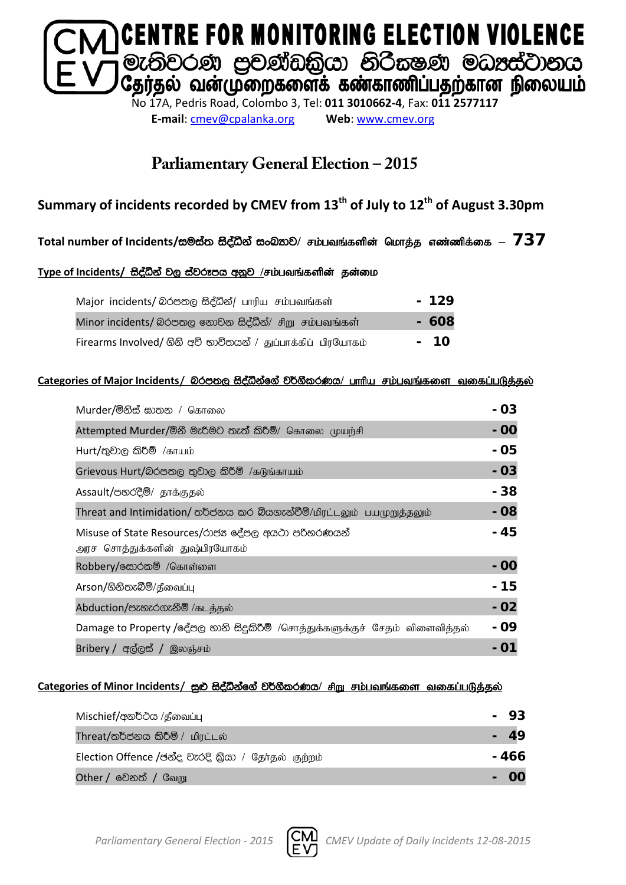# CENTRE FOR MONITORING ELECTION VIOLENCE
# මැතිවරණ ප්‍රචණ්ඩත්වය නිරීක්ෂණ මධ්‍යස්ථානය
# தேர்தல் வன்முறைகளைக் கண்காணிப்பதற்கான நிலையம்

No 17A, Pedris Road, Colombo 3, Tel: **011 3010662-4**, Fax: **011 2577117**
**E-mail**: cmev@cpalanka.org **Web**: www.cmev.org

## Parliamentary General Election – 2015

### Summary of incidents recorded by CMEV from 13th of July to 12th of August 3.30pm

**Total number of Incidents/සමස්ත සිද්ධීන් සංඛ්‍යාව/ சம்பவங்களின் மொத்த எண்ணிக்கை – 737**

**Type of Incidents/ සිද්ධීන් වල ස්වරූපය අනුව /சம்பவங்களின் தன்மை**

| | |
|---|---|
| Major incidents/ බරපතල සිද්ධීන්/ பாரிய சம்பவங்கள் | - 129 |
| Minor incidents/ බරපතල නොවන සිද්ධීන්/ சிறு சம்பவங்கள் | - 608 |
| Firearms Involved/ ගිනි අවි භාවිතයන් / துப்பாக்கிப் பிரயோகம் | - 10 |

**Categories of Major Incidents/ බරපතල සිද්ධීන්ගේ වර්ගීකරණය/ பாரிய சம்பவங்களை வகைப்படுத்தல்**

| | |
|---|---|
| Murder/මිනිස් ඝාතන / கொலை | - 03 |
| Attempted Murder/මිනී මැරීමට තැත් කිරීම්/ கொலை முயற்சி | - 00 |
| Hurt/තුවාල කිරීම් /காயம் | - 05 |
| Grievous Hurt/බරපතල තුවාල කිරීම් /கடுங்காயம் | - 03 |
| Assault/පහරදීම්/ தாக்குதல் | - 38 |
| Threat and Intimidation/ තර්ජනය කර බියගැන්වීම්/மிரட்டலும் பயமுறுத்தலும் | - 08 |
| Misuse of State Resources/රාජ්‍ය දේපල අයථා පරිහරණයන් அரச சொத்துக்களின் துஷ்பிரயோகம் | - 45 |
| Robbery/කොල්ලකෑම් /கொள்ளை | - 00 |
| Arson/ගිනිතැබීම්/தீவைப்பு | - 15 |
| Abduction/පැහැරගැනීම් /கடத்தல் | - 02 |
| Damage to Property /දේපල හානි සිදුකිරීම් /சொத்துக்களுக்குச் சேதம் விளைவித்தல் | - 09 |
| Bribery / අල්ලස් / இலஞ்சம் | - 01 |

**Categories of Minor Incidents/ සුළු සිද්ධීන්ගේ වර්ගීකරණය/ சிறு சம்பவங்களை வகைப்படுத்தல்**

| | |
|---|---|
| Mischief/අනර්ථය /தீவைப்பு | - 93 |
| Threat/තර්ජනය කිරීම් / மிரட்டல் | - 49 |
| Election Offence /ඡන්ද වැරදි ක්‍රියා / தேர்தல் குற்றம் | - 466 |
| Other / වෙනත් / வேறு | - 00 |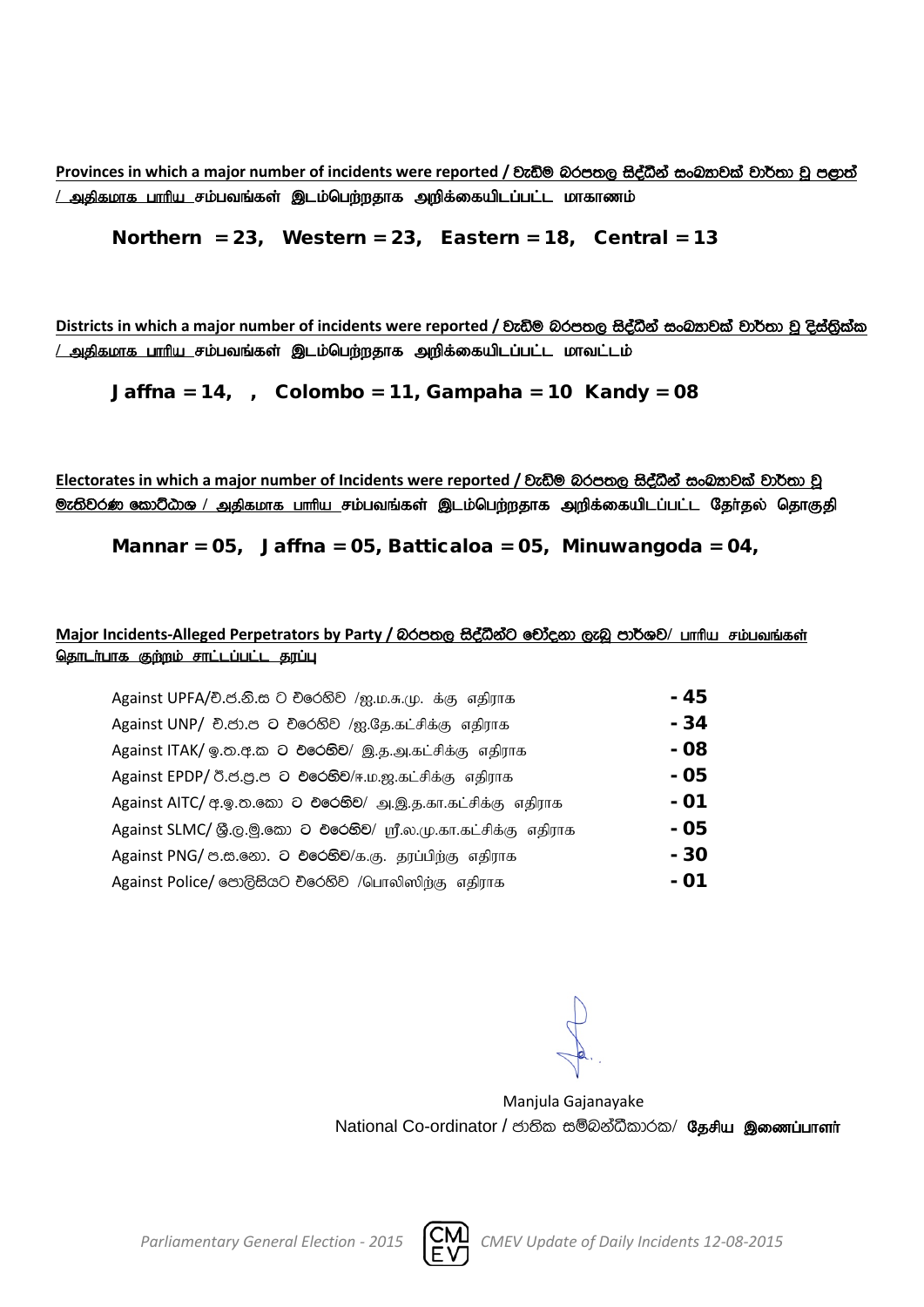**Provinces in which a major number of incidents were reported / වැඩිම බරපතල සිද්ධීන් සංඛ්‍යාවක් වාර්තා වූ පළාත් / அதிகமாக பாரிய சம்பவங்கள் இடம்பெற்றதாக அறிக்கையிடப்பட்ட மாகாணம்**

**Northern = 23, Western = 23, Eastern = 18, Central = 13**

**Districts in which a major number of incidents were reported / වැඩිම බරපතල සිද්ධීන් සංඛ්‍යාවක් වාර්තා වූ දිස්ත්‍රික්ක / அதிகமாக பாரிய சம்பவங்கள் இடம்பெற்றதாக அறிக்கையிடப்பட்ட மாவட்டம்**

**Jaffna = 14, , Colombo = 11, Gampaha = 10 Kandy = 08**

**Electorates in which a major number of Incidents were reported / වැඩිම බරපතල සිද්ධීන් සංඛ්‍යාවක් වාර්තා වූ මැතිවරණ කොට්ඨාශ / அதிகமாக பாரிய சம்பவங்கள் இடம்பெற்றதாக அறிக்கையிடப்பட்ட தேர்தல் தொகுதி**

**Mannar = 05, Jaffna = 05, Batticaloa = 05, Minuwangoda = 04,**

**Major Incidents-Alleged Perpetrators by Party / බරපතල සිද්ධීන්ට චෝදනා ලැබූ පාර්ශව/ பாரிய சம்பவங்கள் தொடர்பாக குற்றம் சாட்டப்பட்ட தரப்பு**

| | |
|---|---|
| Against UPFA/එ.ජ.නි.ස ට එරෙහිව /ஐ.ம.சு.மு. க்கு எதிராக | **- 45** |
| Against UNP/ එ.ජා.ප ට එරෙහිව /ஐ.தே.கட்சிக்கு எதிராக | **- 34** |
| Against ITAK/ ඉ.ත.අ.ක ට එරෙහිව/ இ.த.அ.கட்சிக்கு எதிராக | **- 08** |
| Against EPDP/ ඊ.ජ.ප්‍ර.ප ට එරෙහිව/ஈ.ம.ஜ.கட்சிக்கு எதிராக | **- 05** |
| Against AITC/ අ.ඉ.ත.කො ට එරෙහිව/ அ.இ.த.கா.கட்சிக்கு எதிராக | **- 01** |
| Against SLMC/ ශ්‍රී.ල.මු.කො ට එරෙහිව/ ஸ்ரீ.ல.மு.கா.கட்சிக்கு எதிராக | **- 05** |
| Against PNG/ ප.ස.නො. ට එරෙහිව/க.கு. தரப்பிற்கு எதிராக | **- 30** |
| Against Police/ පොලිසියට එරෙහිව /பொலிஸிற்கு எதிராக | **- 01** |

Manjula Gajanayake
National Co-ordinator / ජාතික සම්බන්ධීකාරක/ **தேசிய இணைப்பாளர்**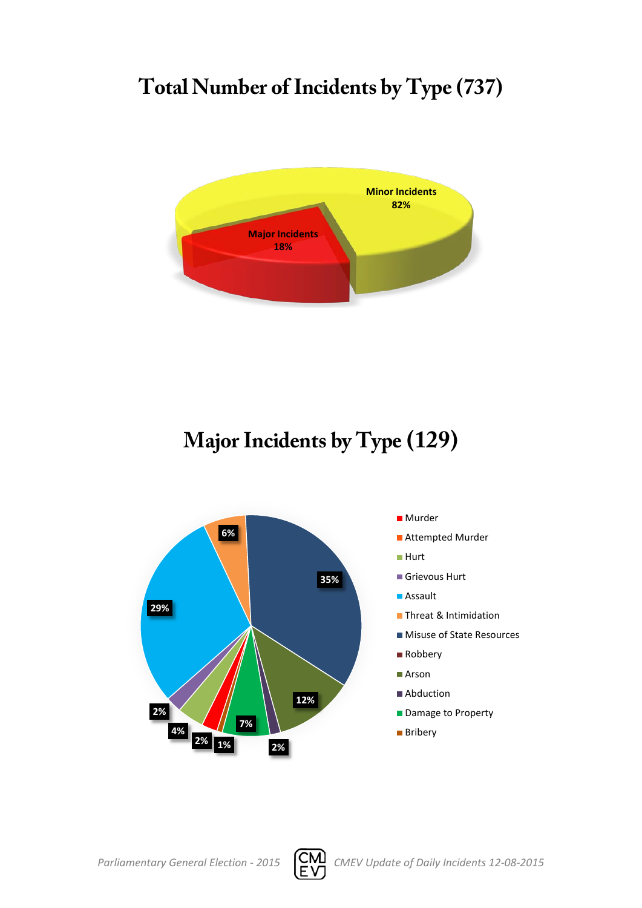# Total Number of Incidents by Type (737)

Minor Incidents 82%

Major Incidents 18%

# Major Incidents by Type (129)

- Murder
- Attempted Murder
- Hurt
- Grievous Hurt
- Assault
- Threat & Intimidation
- Misuse of State Resources
- Robbery
- Arson
- Abduction
- Damage to Property
- Bribery

35%, 12%, 2%, 7%, 1%, 2%, 4%, 2%, 29%, 6%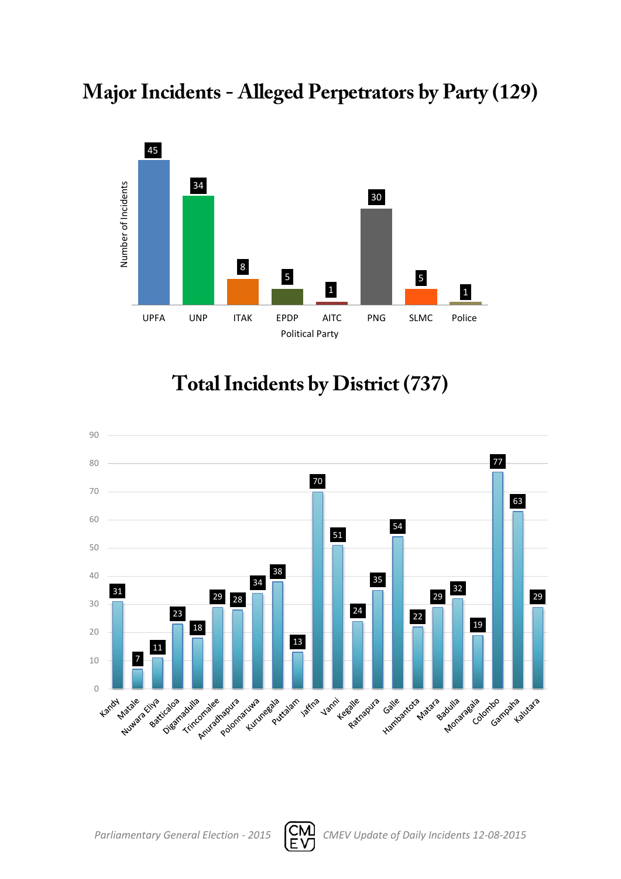# Major Incidents - Alleged Perpetrators by Party (129)

Number of Incidents

45
34
8
5
1
30
5
1

UPFA
UNP
ITAK
EPDP
AITC
PNG
SLMC
Police

Political Party

# Total Incidents by District (737)

90
80
70
60
50
40
30
20
10
0

31
7
11
23
18
29
28
34
38
13
70
51
24
35
54
22
29
32
19
77
63
29

Kandy
Matale
Nuwara Eliya
Batticaloa
Digamadulla
Trincomalee
Anuradhapura
Polonnaruwa
Kurunegala
Puttalam
Jaffna
Vanni
Kegalle
Ratnapura
Galle
Hambantota
Matara
Badulla
Monaragala
Colombo
Gampaha
Kalutara

*Parliamentary General Election - 2015* CMEV *CMEV Update of Daily Incidents 12-08-2015*